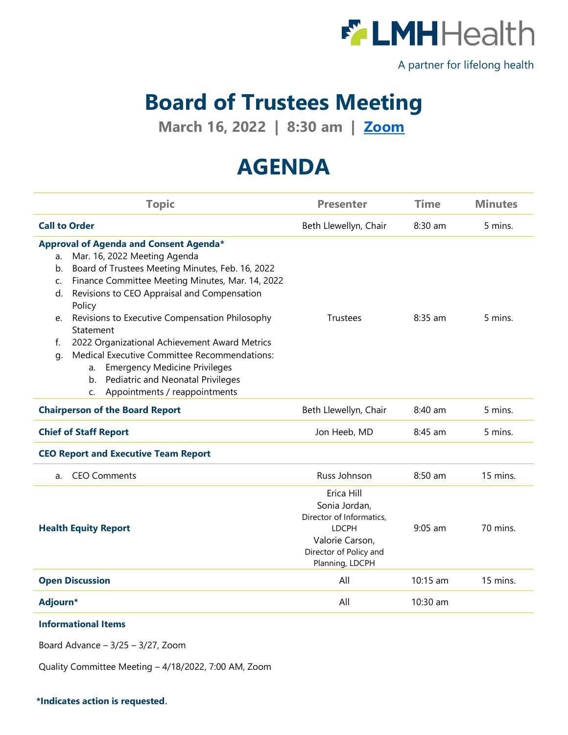LMHHealth

A partner for lifelong health

# Board of Trustees Meeting

**March 16, 2022 | 8:30 am | Zoom**

# AGENDA

| Topic | Presenter | Time | Minutes |
|---|---|---|---|
| **Call to Order** | Beth Llewellyn, Chair | 8:30 am | 5 mins. |
| **Approval of Agenda and Consent Agenda*** <br> a. Mar. 16, 2022 Meeting Agenda <br> b. Board of Trustees Meeting Minutes, Feb. 16, 2022 <br> c. Finance Committee Meeting Minutes, Mar. 14, 2022 <br> d. Revisions to CEO Appraisal and Compensation Policy <br> e. Revisions to Executive Compensation Philosophy Statement <br> f. 2022 Organizational Achievement Award Metrics <br> g. Medical Executive Committee Recommendations: <br> a. Emergency Medicine Privileges <br> b. Pediatric and Neonatal Privileges <br> c. Appointments / reappointments | Trustees | 8:35 am | 5 mins. |
| **Chairperson of the Board Report** | Beth Llewellyn, Chair | 8:40 am | 5 mins. |
| **Chief of Staff Report** | Jon Heeb, MD | 8:45 am | 5 mins. |
| **CEO Report and Executive Team Report** | | | |
| a. CEO Comments | Russ Johnson | 8:50 am | 15 mins. |
| **Health Equity Report** | Erica Hill <br> Sonia Jordan, Director of Informatics, LDCPH <br> Valorie Carson, Director of Policy and Planning, LDCPH | 9:05 am | 70 mins. |
| **Open Discussion** | All | 10:15 am | 15 mins. |
| **Adjourn*** | All | 10:30 am | |

**Informational Items**

Board Advance – 3/25 – 3/27, Zoom

Quality Committee Meeting – 4/18/2022, 7:00 AM, Zoom

**\*Indicates action is requested.**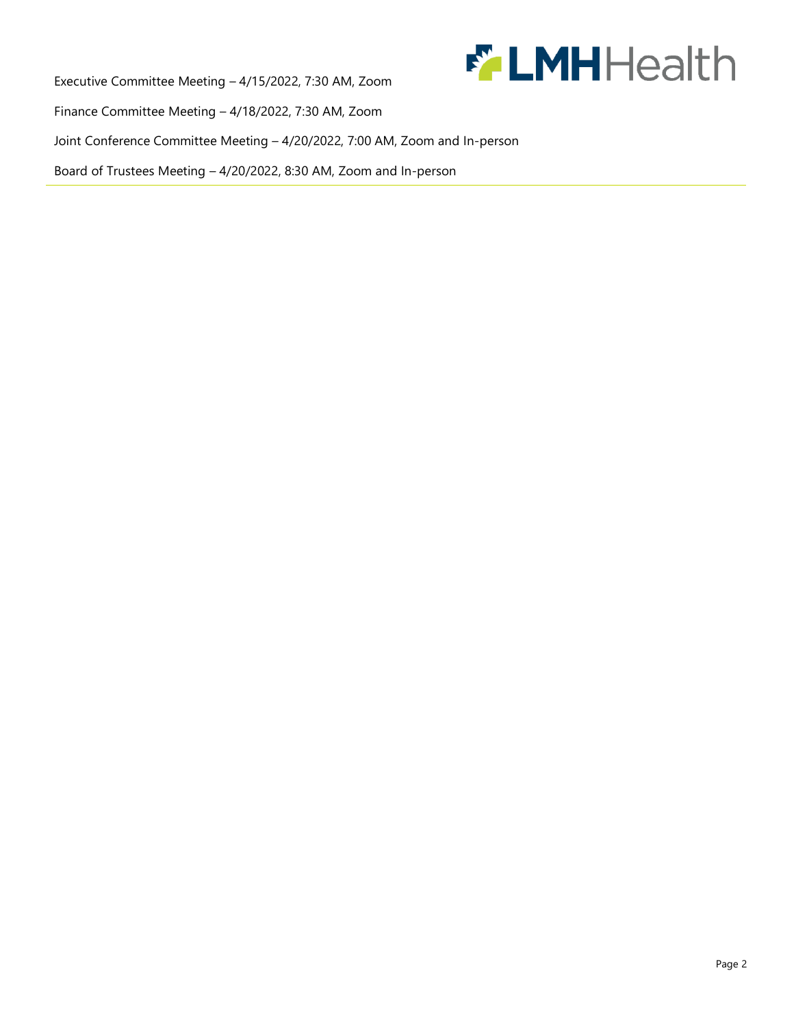Executive Committee Meeting – 4/15/2022, 7:30 AM, Zoom

Finance Committee Meeting – 4/18/2022, 7:30 AM, Zoom

Joint Conference Committee Meeting – 4/20/2022, 7:00 AM, Zoom and In-person

Board of Trustees Meeting – 4/20/2022, 8:30 AM, Zoom and In-person